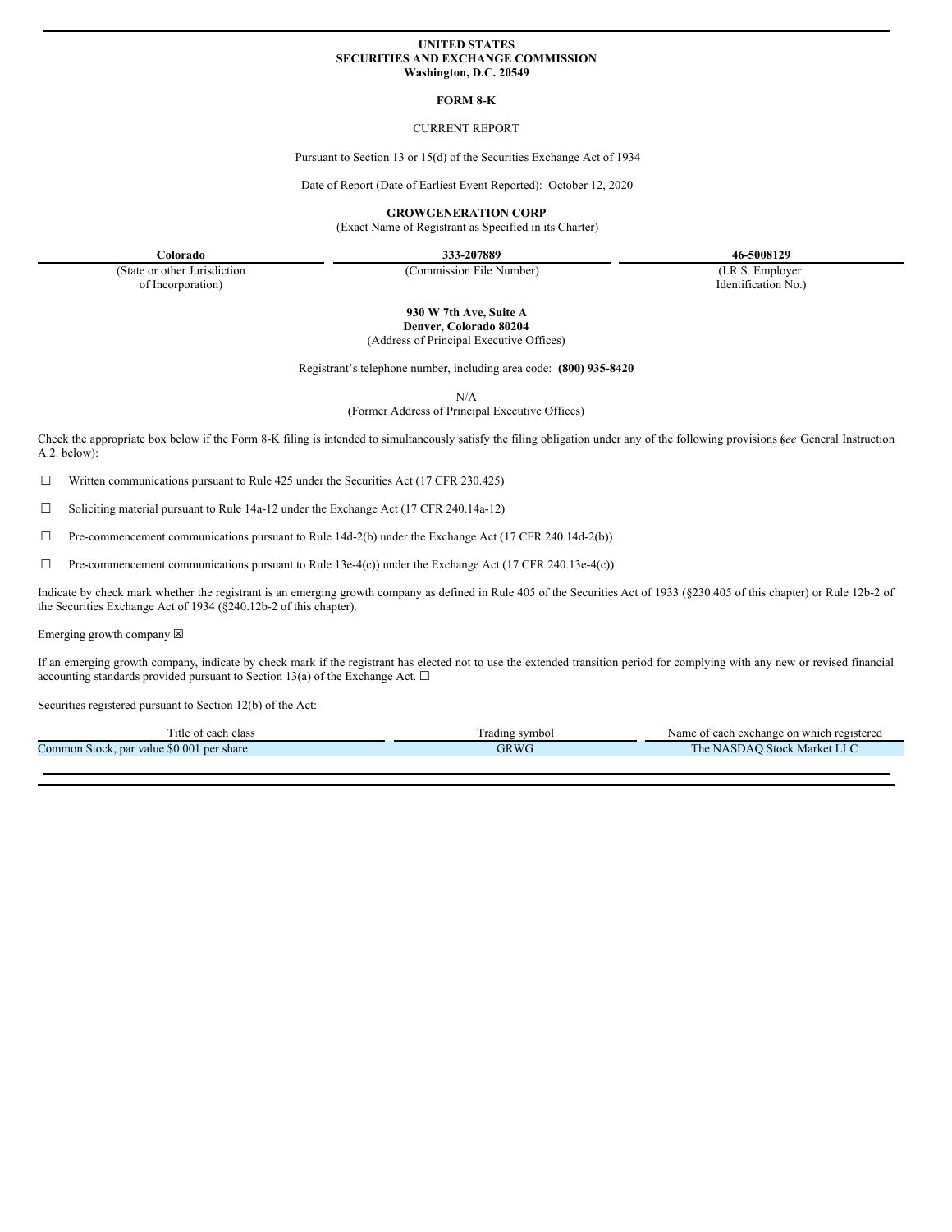**UNITED STATES**
**SECURITIES AND EXCHANGE COMMISSION**
**Washington, D.C. 20549**

**FORM 8-K**

CURRENT REPORT

Pursuant to Section 13 or 15(d) of the Securities Exchange Act of 1934

Date of Report (Date of Earliest Event Reported): October 12, 2020

**GROWGENERATION CORP**
(Exact Name of Registrant as Specified in its Charter)

| **Colorado** | **333-207889** | **46-5008129** |
|---|---|---|
| (State or other Jurisdiction of Incorporation) | (Commission File Number) | (I.R.S. Employer Identification No.) |

**930 W 7th Ave, Suite A**
**Denver, Colorado 80204**
(Address of Principal Executive Offices)

Registrant's telephone number, including area code: **(800) 935-8420**

N/A
(Former Address of Principal Executive Offices)

Check the appropriate box below if the Form 8-K filing is intended to simultaneously satisfy the filing obligation under any of the following provisions (*see* General Instruction A.2. below):

☐ Written communications pursuant to Rule 425 under the Securities Act (17 CFR 230.425)

☐ Soliciting material pursuant to Rule 14a-12 under the Exchange Act (17 CFR 240.14a-12)

☐ Pre-commencement communications pursuant to Rule 14d-2(b) under the Exchange Act (17 CFR 240.14d-2(b))

☐ Pre-commencement communications pursuant to Rule 13e-4(c)) under the Exchange Act (17 CFR 240.13e-4(c))

Indicate by check mark whether the registrant is an emerging growth company as defined in Rule 405 of the Securities Act of 1933 (§230.405 of this chapter) or Rule 12b-2 of the Securities Exchange Act of 1934 (§240.12b-2 of this chapter).

Emerging growth company ☒

If an emerging growth company, indicate by check mark if the registrant has elected not to use the extended transition period for complying with any new or revised financial accounting standards provided pursuant to Section 13(a) of the Exchange Act. ☐

Securities registered pursuant to Section 12(b) of the Act:

| Title of each class | Trading symbol | Name of each exchange on which registered |
|---|---|---|
| Common Stock, par value $0.001 per share | GRWG | The NASDAQ Stock Market LLC |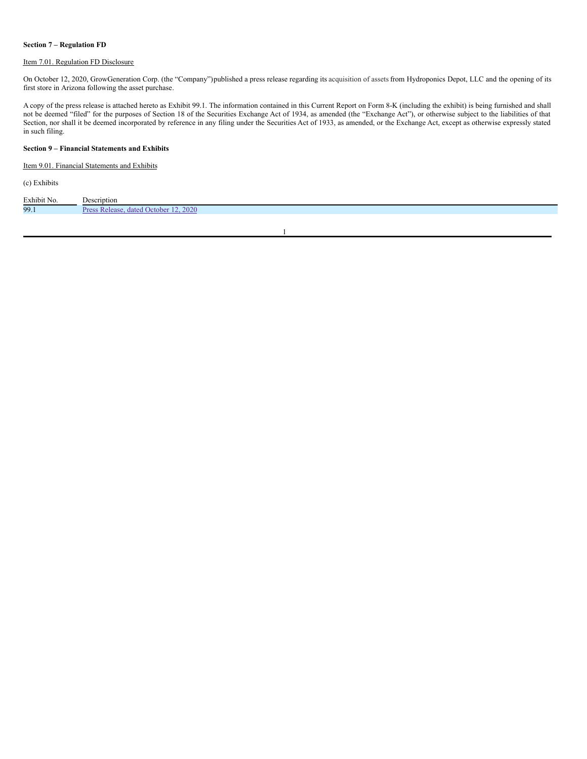**Section 7 – Regulation FD**

Item 7.01. Regulation FD Disclosure

On October 12, 2020, GrowGeneration Corp. (the "Company")published a press release regarding its acquisition of assets from Hydroponics Depot, LLC and the opening of its first store in Arizona following the asset purchase.

A copy of the press release is attached hereto as Exhibit 99.1. The information contained in this Current Report on Form 8-K (including the exhibit) is being furnished and shall not be deemed "filed" for the purposes of Section 18 of the Securities Exchange Act of 1934, as amended (the "Exchange Act"), or otherwise subject to the liabilities of that Section, nor shall it be deemed incorporated by reference in any filing under the Securities Act of 1933, as amended, or the Exchange Act, except as otherwise expressly stated in such filing.

**Section 9 – Financial Statements and Exhibits**

Item 9.01. Financial Statements and Exhibits

(c) Exhibits

| Exhibit No. | Description |
| --- | --- |
| 99.1 | Press Release, dated October 12, 2020 |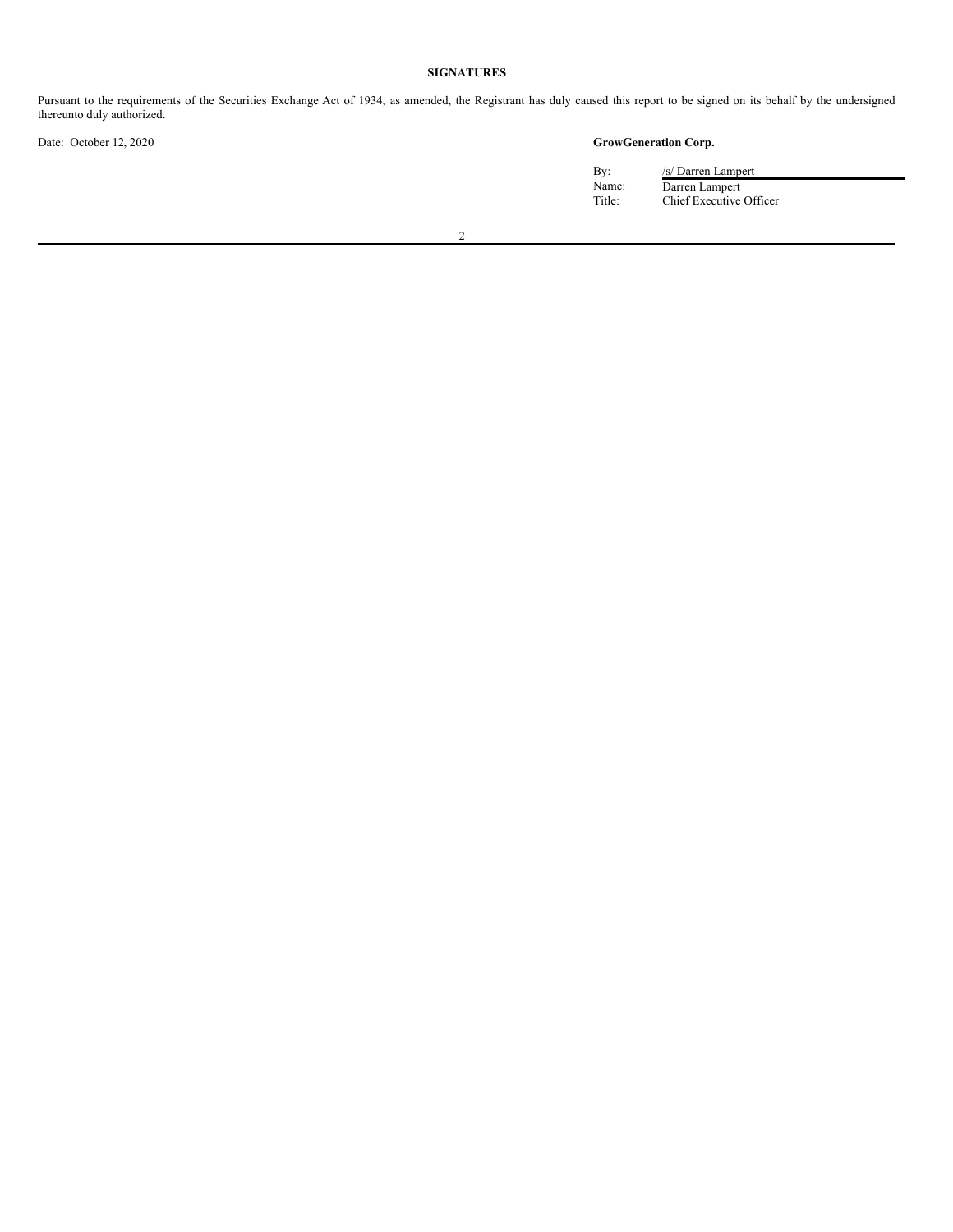**SIGNATURES**

Pursuant to the requirements of the Securities Exchange Act of 1934, as amended, the Registrant has duly caused this report to be signed on its behalf by the undersigned thereunto duly authorized.

Date: October 12, 2020

**GrowGeneration Corp.**

| | |
|---|---|
| By: | /s/ Darren Lampert |
| Name: | Darren Lampert |
| Title: | Chief Executive Officer |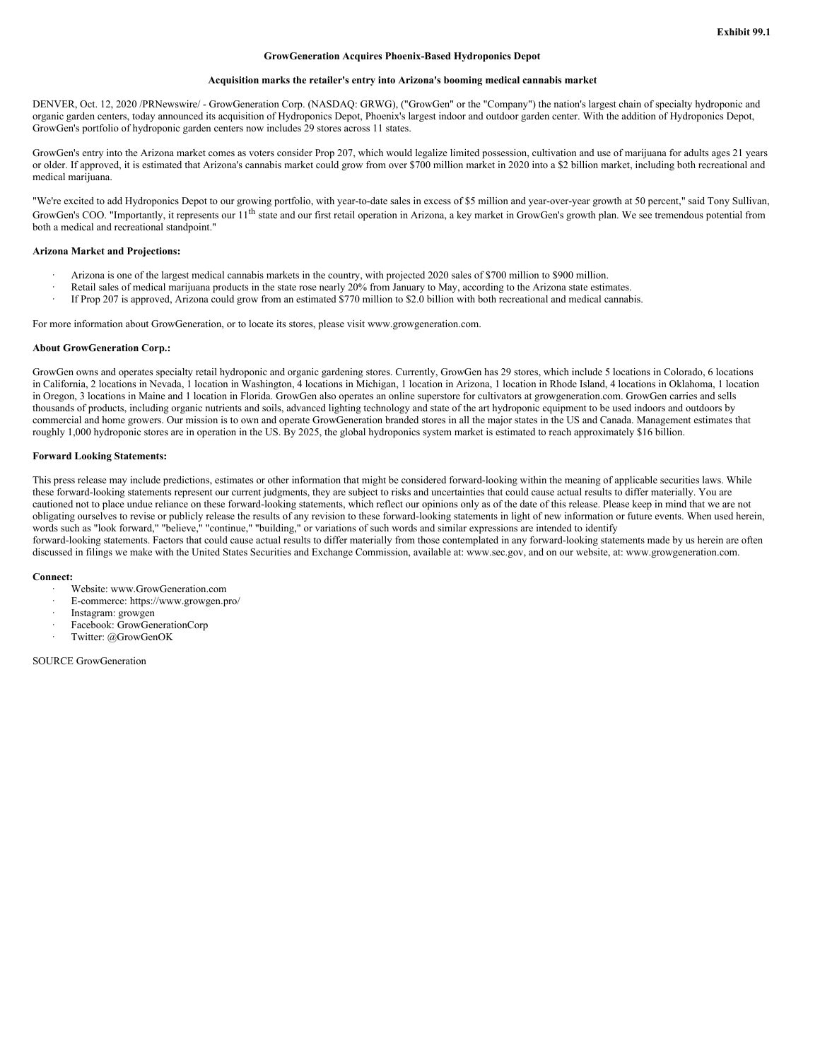Exhibit 99.1

# GrowGeneration Acquires Phoenix-Based Hydroponics Depot

## Acquisition marks the retailer's entry into Arizona's booming medical cannabis market

DENVER, Oct. 12, 2020 /PRNewswire/ - GrowGeneration Corp. (NASDAQ: GRWG), ("GrowGen" or the "Company") the nation's largest chain of specialty hydroponic and organic garden centers, today announced its acquisition of Hydroponics Depot, Phoenix's largest indoor and outdoor garden center. With the addition of Hydroponics Depot, GrowGen's portfolio of hydroponic garden centers now includes 29 stores across 11 states.

GrowGen's entry into the Arizona market comes as voters consider Prop 207, which would legalize limited possession, cultivation and use of marijuana for adults ages 21 years or older. If approved, it is estimated that Arizona's cannabis market could grow from over $700 million market in 2020 into a $2 billion market, including both recreational and medical marijuana.

"We're excited to add Hydroponics Depot to our growing portfolio, with year-to-date sales in excess of $5 million and year-over-year growth at 50 percent," said Tony Sullivan, GrowGen's COO. "Importantly, it represents our 11th state and our first retail operation in Arizona, a key market in GrowGen's growth plan. We see tremendous potential from both a medical and recreational standpoint."

**Arizona Market and Projections:**

- Arizona is one of the largest medical cannabis markets in the country, with projected 2020 sales of $700 million to $900 million.
- Retail sales of medical marijuana products in the state rose nearly 20% from January to May, according to the Arizona state estimates.
- If Prop 207 is approved, Arizona could grow from an estimated $770 million to $2.0 billion with both recreational and medical cannabis.

For more information about GrowGeneration, or to locate its stores, please visit www.growgeneration.com.

**About GrowGeneration Corp.:**

GrowGen owns and operates specialty retail hydroponic and organic gardening stores. Currently, GrowGen has 29 stores, which include 5 locations in Colorado, 6 locations in California, 2 locations in Nevada, 1 location in Washington, 4 locations in Michigan, 1 location in Arizona, 1 location in Rhode Island, 4 locations in Oklahoma, 1 location in Oregon, 3 locations in Maine and 1 location in Florida. GrowGen also operates an online superstore for cultivators at growgeneration.com. GrowGen carries and sells thousands of products, including organic nutrients and soils, advanced lighting technology and state of the art hydroponic equipment to be used indoors and outdoors by commercial and home growers. Our mission is to own and operate GrowGeneration branded stores in all the major states in the US and Canada. Management estimates that roughly 1,000 hydroponic stores are in operation in the US. By 2025, the global hydroponics system market is estimated to reach approximately $16 billion.

**Forward Looking Statements:**

This press release may include predictions, estimates or other information that might be considered forward-looking within the meaning of applicable securities laws. While these forward-looking statements represent our current judgments, they are subject to risks and uncertainties that could cause actual results to differ materially. You are cautioned not to place undue reliance on these forward-looking statements, which reflect our opinions only as of the date of this release. Please keep in mind that we are not obligating ourselves to revise or publicly release the results of any revision to these forward-looking statements in light of new information or future events. When used herein, words such as "look forward," "believe," "continue," "building," or variations of such words and similar expressions are intended to identify forward-looking statements. Factors that could cause actual results to differ materially from those contemplated in any forward-looking statements made by us herein are often discussed in filings we make with the United States Securities and Exchange Commission, available at: www.sec.gov, and on our website, at: www.growgeneration.com.

**Connect:**

- Website: www.GrowGeneration.com
- E-commerce: https://www.growgen.pro/
- Instagram: growgen
- Facebook: GrowGenerationCorp
- Twitter: @GrowGenOK

SOURCE GrowGeneration